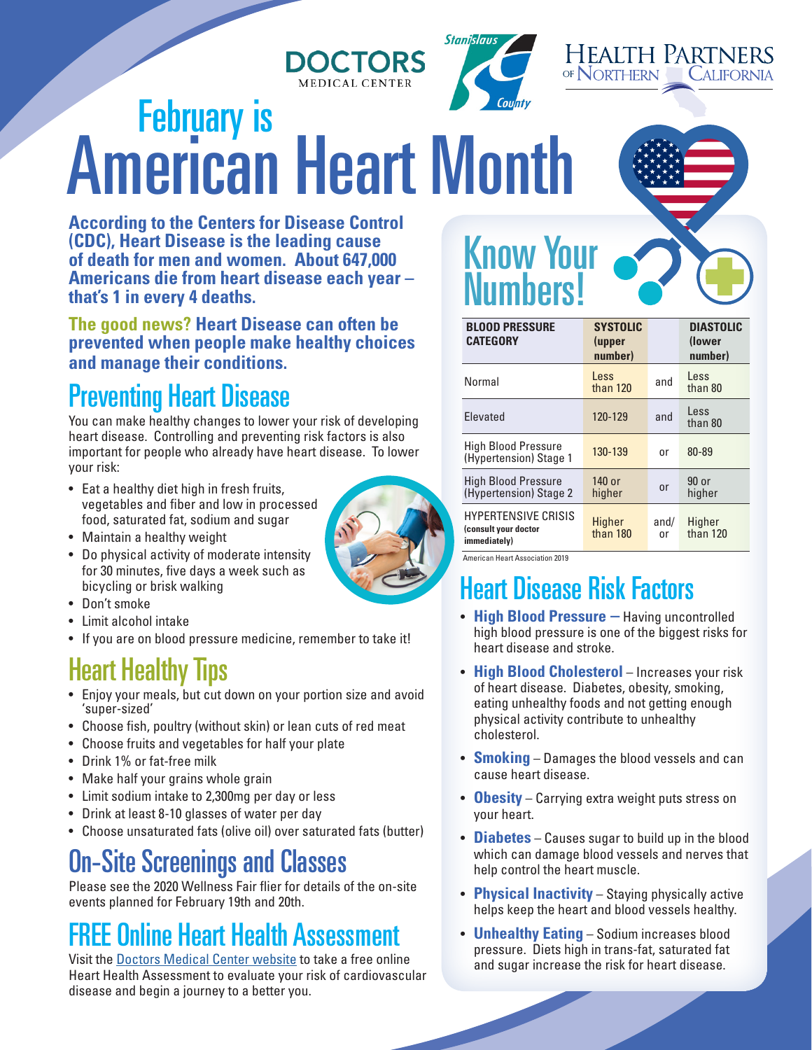DOCTORS MEDICAL CENTER

Stanislaus County

HEALTH PARTNERS OF NORTHERN CALIFORNIA

# February is American Heart Month

**According to the Centers for Disease Control (CDC), Heart Disease is the leading cause of death for men and women. About 647,000 Americans die from heart disease each year – that's 1 in every 4 deaths.**

**The good news? Heart Disease can often be prevented when people make healthy choices and manage their conditions.**

## Preventing Heart Disease

You can make healthy changes to lower your risk of developing heart disease. Controlling and preventing risk factors is also important for people who already have heart disease. To lower your risk:

- Eat a healthy diet high in fresh fruits, vegetables and fiber and low in processed food, saturated fat, sodium and sugar
- Maintain a healthy weight
- Do physical activity of moderate intensity for 30 minutes, five days a week such as bicycling or brisk walking
- Don't smoke
- Limit alcohol intake
- If you are on blood pressure medicine, remember to take it!

## Heart Healthy Tips

- Enjoy your meals, but cut down on your portion size and avoid 'super-sized'
- Choose fish, poultry (without skin) or lean cuts of red meat
- Choose fruits and vegetables for half your plate
- Drink 1% or fat-free milk
- Make half your grains whole grain
- Limit sodium intake to 2,300mg per day or less
- Drink at least 8-10 glasses of water per day
- Choose unsaturated fats (olive oil) over saturated fats (butter)

## On-Site Screenings and Classes

Please see the 2020 Wellness Fair flier for details of the on-site events planned for February 19th and 20th.

## FREE Online Heart Health Assessment

Visit the Doctors Medical Center website to take a free online Heart Health Assessment to evaluate your risk of cardiovascular disease and begin a journey to a better you.

## Know Your Numbers!

| BLOOD PRESSURE CATEGORY | SYSTOLIC (upper number) | | DIASTOLIC (lower number) |
|---|---|---|---|
| Normal | Less than 120 | and | Less than 80 |
| Elevated | 120-129 | and | Less than 80 |
| High Blood Pressure (Hypertension) Stage 1 | 130-139 | or | 80-89 |
| High Blood Pressure (Hypertension) Stage 2 | 140 or higher | or | 90 or higher |
| HYPERTENSIVE CRISIS (consult your doctor immediately) | Higher than 180 | and/ or | Higher than 120 |

American Heart Association 2019

## Heart Disease Risk Factors

- **High Blood Pressure –** Having uncontrolled high blood pressure is one of the biggest risks for heart disease and stroke.
- **High Blood Cholesterol** – Increases your risk of heart disease. Diabetes, obesity, smoking, eating unhealthy foods and not getting enough physical activity contribute to unhealthy cholesterol.
- **Smoking** – Damages the blood vessels and can cause heart disease.
- **Obesity** – Carrying extra weight puts stress on your heart.
- **Diabetes** – Causes sugar to build up in the blood which can damage blood vessels and nerves that help control the heart muscle.
- **Physical Inactivity** – Staying physically active helps keep the heart and blood vessels healthy.
- **Unhealthy Eating** – Sodium increases blood pressure. Diets high in trans-fat, saturated fat and sugar increase the risk for heart disease.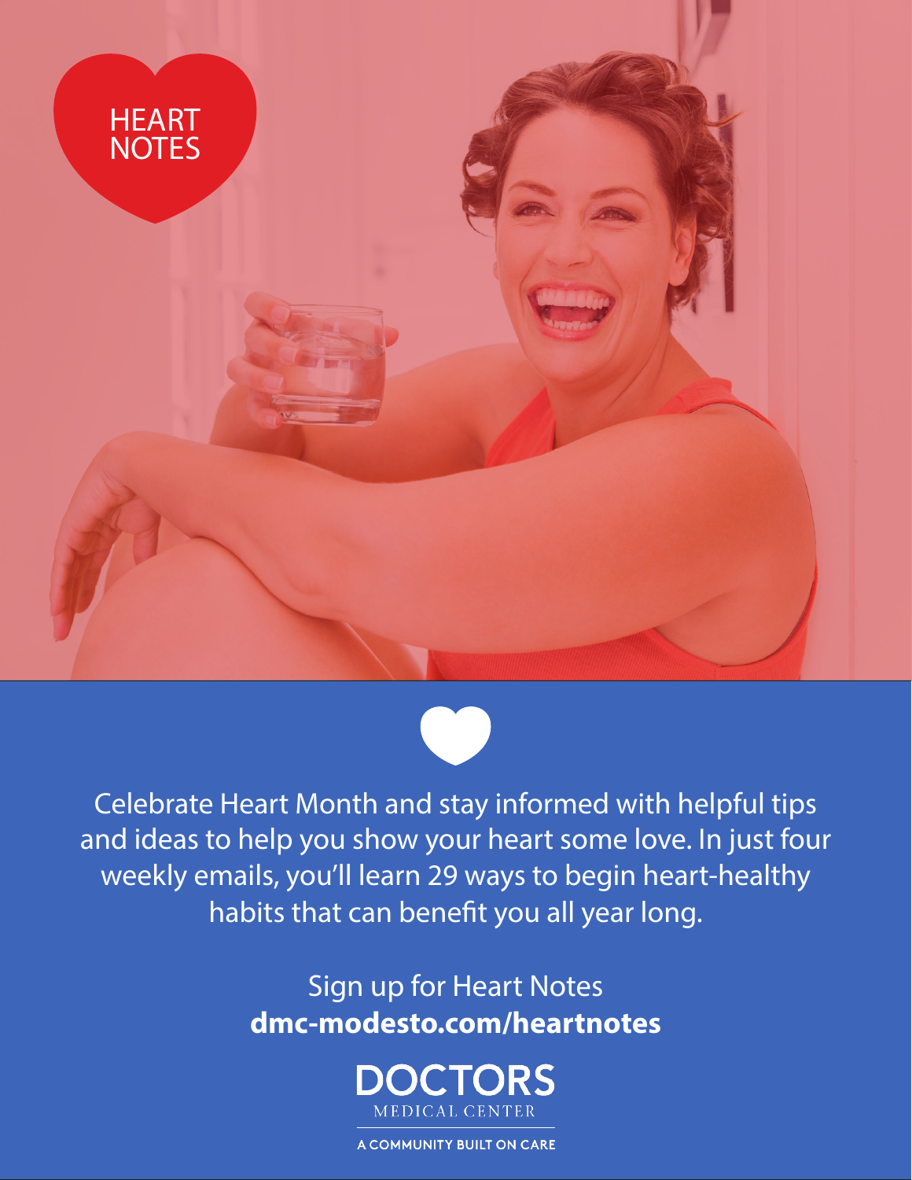# HEART NOTES

Celebrate Heart Month and stay informed with helpful tips and ideas to help you show your heart some love. In just four weekly emails, you'll learn 29 ways to begin heart-healthy habits that can benefit you all year long.

Sign up for Heart Notes
**dmc-modesto.com/heartnotes**

DOCTORS
MEDICAL CENTER

A COMMUNITY BUILT ON CARE